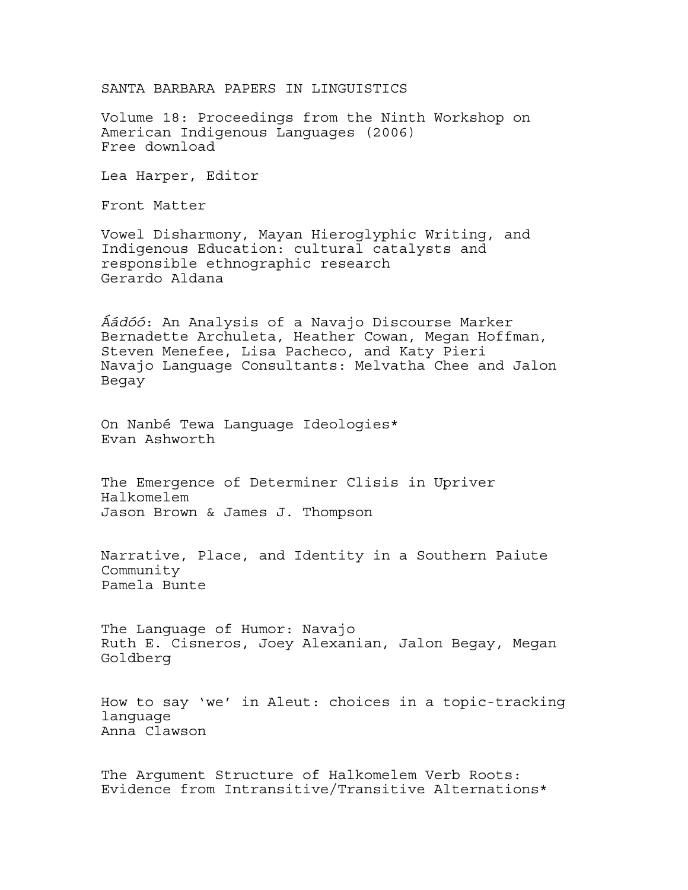SANTA BARBARA PAPERS IN LINGUISTICS

Volume 18: Proceedings from the Ninth Workshop on American Indigenous Languages (2006)
Free download

Lea Harper, Editor

Front Matter

Vowel Disharmony, Mayan Hieroglyphic Writing, and Indigenous Education: cultural catalysts and responsible ethnographic research
Gerardo Aldana

*Áádóó*: An Analysis of a Navajo Discourse Marker
Bernadette Archuleta, Heather Cowan, Megan Hoffman, Steven Menefee, Lisa Pacheco, and Katy Pieri
Navajo Language Consultants: Melvatha Chee and Jalon Begay

On Nanbé Tewa Language Ideologies*
Evan Ashworth

The Emergence of Determiner Clisis in Upriver Halkomelem
Jason Brown & James J. Thompson

Narrative, Place, and Identity in a Southern Paiute Community
Pamela Bunte

The Language of Humor: Navajo
Ruth E. Cisneros, Joey Alexanian, Jalon Begay, Megan Goldberg

How to say 'we' in Aleut: choices in a topic-tracking language
Anna Clawson

The Argument Structure of Halkomelem Verb Roots: Evidence from Intransitive/Transitive Alternations*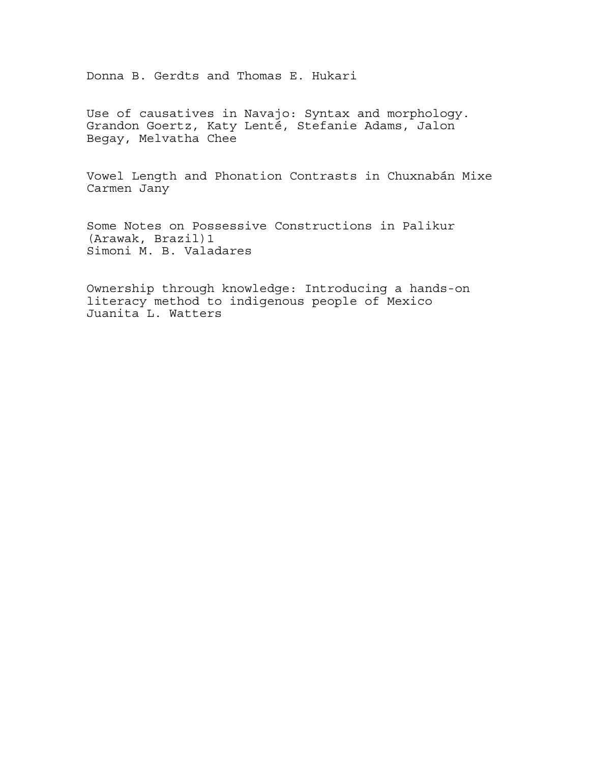Donna B. Gerdts and Thomas E. Hukari

Use of causatives in Navajo: Syntax and morphology.
Grandon Goertz, Katy Lenté, Stefanie Adams, Jalon Begay, Melvatha Chee

Vowel Length and Phonation Contrasts in Chuxnabán Mixe
Carmen Jany

Some Notes on Possessive Constructions in Palikur (Arawak, Brazil)1
Simoni M. B. Valadares

Ownership through knowledge: Introducing a hands-on literacy method to indigenous people of Mexico
Juanita L. Watters